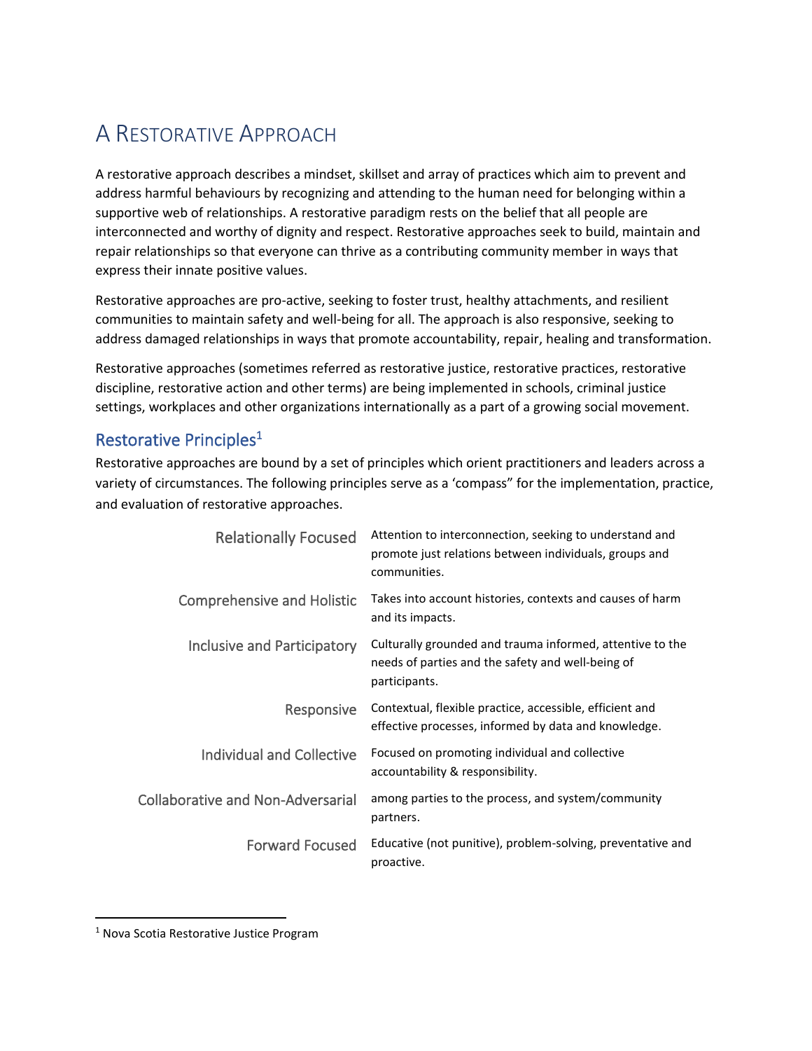# A RESTORATIVE APPROACH

A restorative approach describes a mindset, skillset and array of practices which aim to prevent and address harmful behaviours by recognizing and attending to the human need for belonging within a supportive web of relationships. A restorative paradigm rests on the belief that all people are interconnected and worthy of dignity and respect. Restorative approaches seek to build, maintain and repair relationships so that everyone can thrive as a contributing community member in ways that express their innate positive values.

Restorative approaches are pro-active, seeking to foster trust, healthy attachments, and resilient communities to maintain safety and well-being for all. The approach is also responsive, seeking to address damaged relationships in ways that promote accountability, repair, healing and transformation.

Restorative approaches (sometimes referred as restorative justice, restorative practices, restorative discipline, restorative action and other terms) are being implemented in schools, criminal justice settings, workplaces and other organizations internationally as a part of a growing social movement.

## Restorative Principles[1]

Restorative approaches are bound by a set of principles which orient practitioners and leaders across a variety of circumstances. The following principles serve as a 'compass" for the implementation, practice, and evaluation of restorative approaches.

| Principle | Description |
|---|---|
| Relationally Focused | Attention to interconnection, seeking to understand and promote just relations between individuals, groups and communities. |
| Comprehensive and Holistic | Takes into account histories, contexts and causes of harm and its impacts. |
| Inclusive and Participatory | Culturally grounded and trauma informed, attentive to the needs of parties and the safety and well-being of participants. |
| Responsive | Contextual, flexible practice, accessible, efficient and effective processes, informed by data and knowledge. |
| Individual and Collective | Focused on promoting individual and collective accountability & responsibility. |
| Collaborative and Non-Adversarial | among parties to the process, and system/community partners. |
| Forward Focused | Educative (not punitive), problem-solving, preventative and proactive. |

[1] Nova Scotia Restorative Justice Program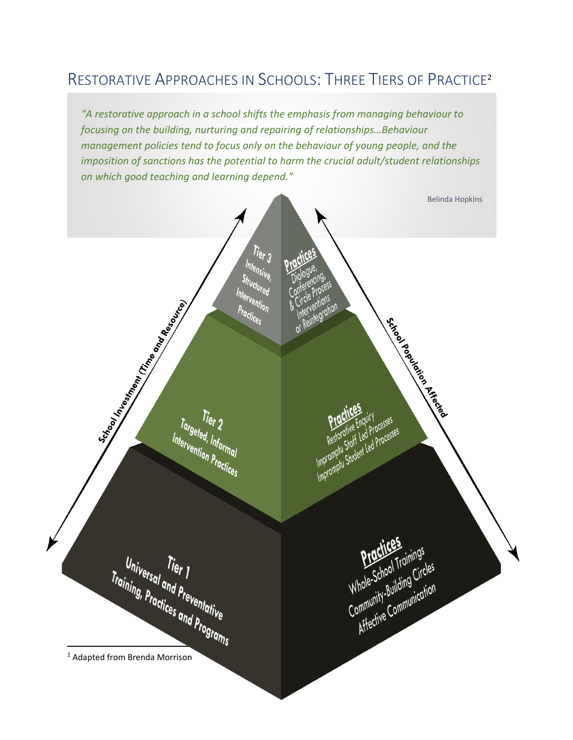# Restorative Approaches in Schools: Three Tiers of Practice[2]

*"A restorative approach in a school shifts the emphasis from managing behaviour to focusing on the building, nurturing and repairing of relationships…Behaviour management policies tend to focus only on the behaviour of young people, and the imposition of sanctions has the potential to harm the crucial adult/student relationships on which good teaching and learning depend."*

Belinda Hopkins

School Investment (Time and Resource)

School Population Affected

Tier 3
Intensive, Structured Intervention Practices

Practices
Dialogue, Conferencing, & Circle Process Interventions or Reintegration

Tier 2
Targeted, Informal Intervention Practices

Practices
Restorative Enquiry
Impromptu Staff Led Processes
Impromptu Student Led Processes

Tier 1
Universal and Preventative Training, Practices and Programs

Practices
Whole-School Trainings
Community-Building Circles
Affective Communication

[2] Adapted from Brenda Morrison